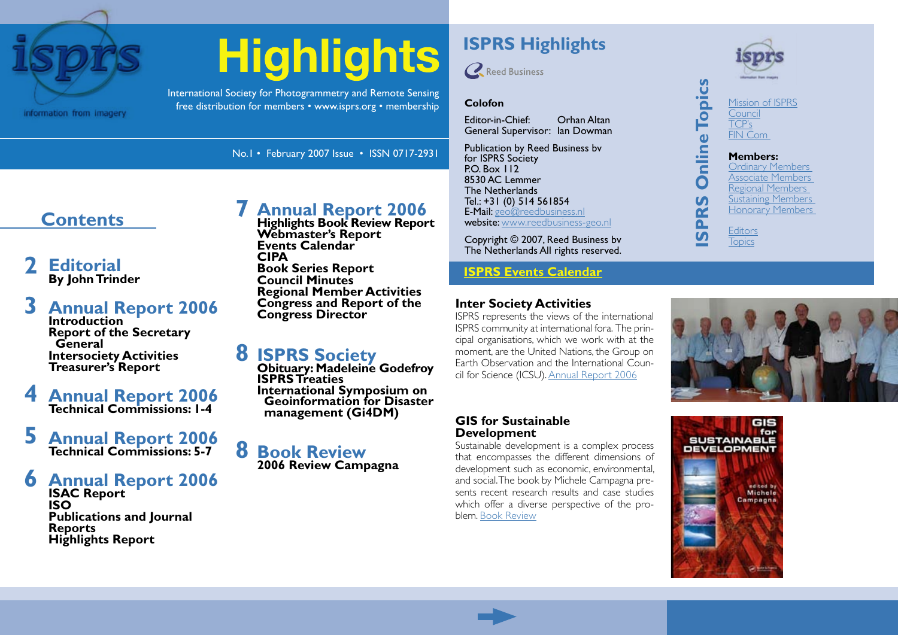# Highlights

isprs — information from imagery

International Society for Photogrammetry and Remote Sensing
free distribution for members • www.isprs.org • membership

No. 1 • February 2007 Issue • ISSN 0717-2931

## Contents

**2 Editorial**
By John Trinder

**3 Annual Report 2006**
Introduction
Report of the Secretary General
Intersociety Activities
Treasurer's Report

**4 Annual Report 2006**
Technical Commissions: 1-4

**5 Annual Report 2006**
Technical Commissions: 5-7

**6 Annual Report 2006**
ISAC Report
ISO
Publications and Journal Reports
Highlights Report

**7 Annual Report 2006**
Highlights Book Review Report
Webmaster's Report
Events Calendar
CIPA
Book Series Report
Council Minutes
Regional Member Activities
Congress and Report of the Congress Director

**8 ISPRS Society**
Obituary: Madeleine Godefroy
ISPRS Treaties
International Symposium on Geoinformation for Disaster management (Gi4DM)

**8 Book Review**
2006 Review Campagna

## ISPRS Highlights

Reed Business

### Colofon

Editor-in-Chief: Orhan Altan
General Supervisor: Ian Dowman

Publication by Reed Business bv
for ISPRS Society
P.O. Box 112
8530 AC Lemmer
The Netherlands
Tel.: +31 (0) 514 561854
E-Mail: geo@reedbusiness.nl
website: www.reedbusiness-geo.nl

Copyright © 2007, Reed Business bv
The Netherlands All rights reserved.

### ISPRS Online Topics

Mission of ISPRS
Council
TCP's
FIN Com

**Members:**
Ordinary Members
Associate Members
Regional Members
Sustaining Members
Honorary Members

Editors
Topics

**ISPRS Events Calendar**

### Inter Society Activities

ISPRS represents the views of the international ISPRS community at international fora. The principal organisations, which we work with at the moment, are the United Nations, the Group on Earth Observation and the International Council for Science (ICSU). Annual Report 2006

### GIS for Sustainable Development

Sustainable development is a complex process that encompasses the different dimensions of development such as economic, environmental, and social. The book by Michele Campagna presents recent research results and case studies which offer a diverse perspective of the problem. Book Review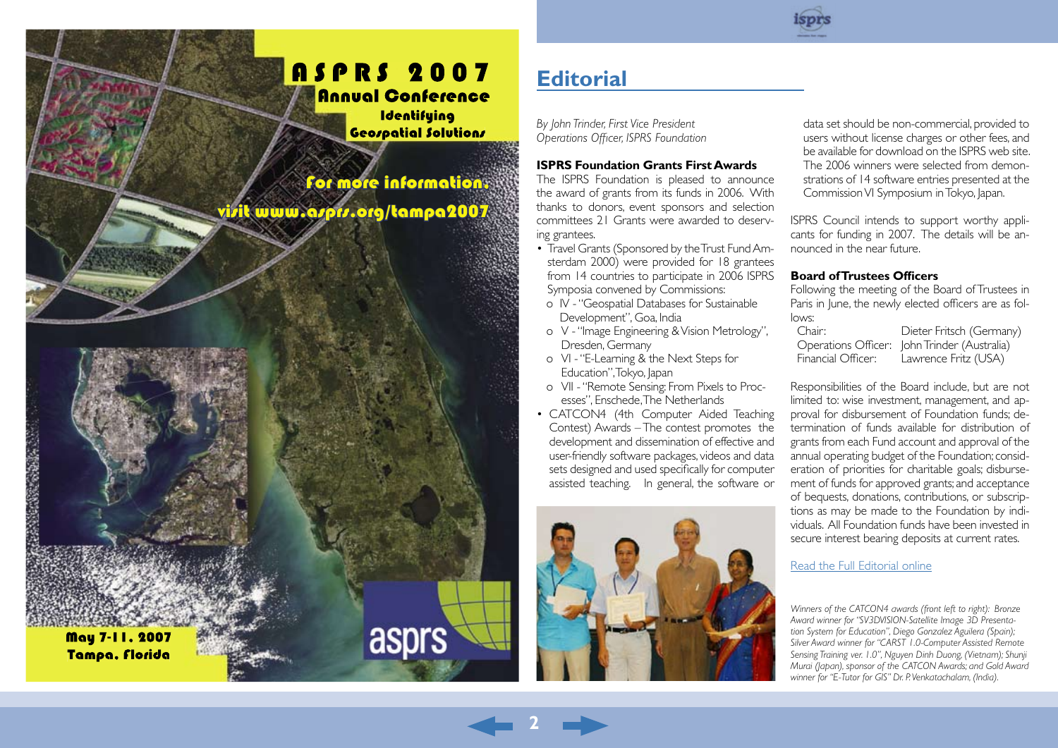# ASPRS 2007

## Annual Conference

### Identifying Geospatial Solutions

For more information, visit www.asprs.org/tampa2007

May 7-11, 2007
Tampa, Florida

asprs

# Editorial

*By John Trinder, First Vice President Operations Officer, ISPRS Foundation*

**ISPRS Foundation Grants First Awards**

The ISPRS Foundation is pleased to announce the award of grants from its funds in 2006. With thanks to donors, event sponsors and selection committees 21 Grants were awarded to deserving grantees.

- Travel Grants (Sponsored by the Trust Fund Amsterdam 2000) were provided for 18 grantees from 14 countries to participate in 2006 ISPRS Symposia convened by Commissions:
  - IV - "Geospatial Databases for Sustainable Development", Goa, India
  - V - "Image Engineering & Vision Metrology", Dresden, Germany
  - VI - "E-Learning & the Next Steps for Education", Tokyo, Japan
  - VII - "Remote Sensing: From Pixels to Processes", Enschede, The Netherlands
- CATCON4 (4th Computer Aided Teaching Contest) Awards – The contest promotes the development and dissemination of effective and user-friendly software packages, videos and data sets designed and used specifically for computer assisted teaching. In general, the software or data set should be non-commercial, provided to users without license charges or other fees, and be available for download on the ISPRS web site. The 2006 winners were selected from demonstrations of 14 software entries presented at the Commission VI Symposium in Tokyo, Japan.

ISPRS Council intends to support worthy applicants for funding in 2007. The details will be announced in the near future.

**Board of Trustees Officers**

Following the meeting of the Board of Trustees in Paris in June, the newly elected officers are as follows:

| | |
|---|---|
| Chair: | Dieter Fritsch (Germany) |
| Operations Officer: | John Trinder (Australia) |
| Financial Officer: | Lawrence Fritz (USA) |

Responsibilities of the Board include, but are not limited to: wise investment, management, and approval for disbursement of Foundation funds; determination of funds available for distribution of grants from each Fund account and approval of the annual operating budget of the Foundation; consideration of priorities for charitable goals; disbursement of funds for approved grants; and acceptance of bequests, donations, contributions, or subscriptions as may be made to the Foundation by individuals. All Foundation funds have been invested in secure interest bearing deposits at current rates.

Read the Full Editorial online

*Winners of the CATCON4 awards (front left to right): Bronze Award winner for "SV3DVISION-Satellite Image 3D Presentation System for Education", Diego Gonzalez Aguilera (Spain); Silver Award winner for "CARST 1.0-Computer Assisted Remote Sensing Training ver. 1.0", Nguyen Dinh Duong, (Vietnam); Shunji Murai (Japan), sponsor of the CATCON Awards; and Gold Award winner for "E-Tutor for GIS" Dr. P. Venkatachalam, (India).*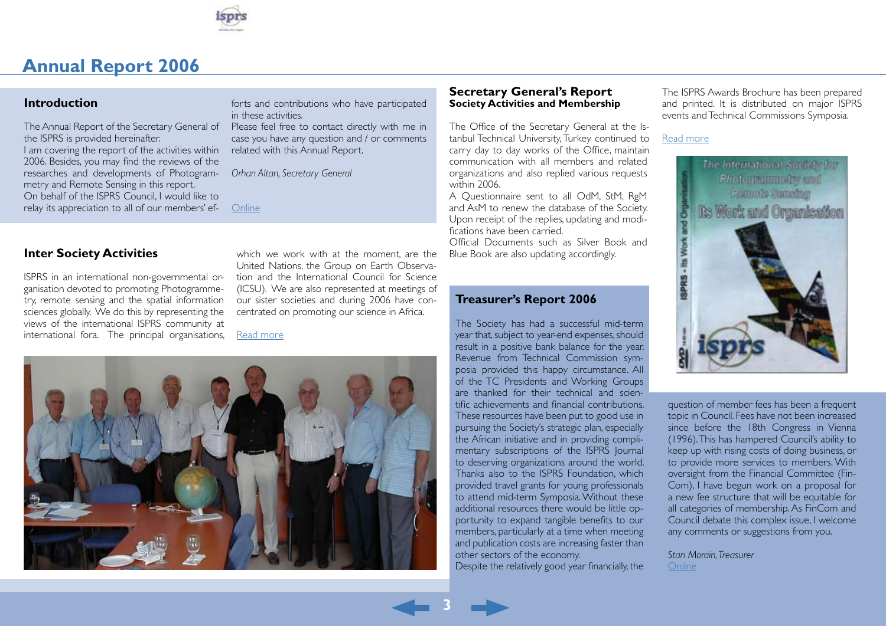# Annual Report 2006

## Introduction

The Annual Report of the Secretary General of the ISPRS is provided hereinafter.
I am covering the report of the activities within 2006. Besides, you may find the reviews of the researches and developments of Photogrammetry and Remote Sensing in this report.
On behalf of the ISPRS Council, I would like to relay its appreciation to all of our members' efforts and contributions who have participated in these activities.
Please feel free to contact directly with me in case you have any question and / or comments related with this Annual Report.

*Orhan Altan, Secretary General*

Online

## Inter Society Activities

ISPRS in an international non-governmental organisation devoted to promoting Photogrammetry, remote sensing and the spatial information sciences globally. We do this by representing the views of the international ISPRS community at international fora. The principal organisations, which we work with at the moment, are the United Nations, the Group on Earth Observation and the International Council for Science (ICSU). We are also represented at meetings of our sister societies and during 2006 have concentrated on promoting our science in Africa.

Read more

## Secretary General's Report
### Society Activities and Membership

The Office of the Secretary General at the Istanbul Technical University, Turkey continued to carry day to day works of the Office, maintain communication with all members and related organizations and also replied various requests within 2006.
A Questionnaire sent to all OdM, StM, RgM and AsM to renew the database of the Society. Upon receipt of the replies, updating and modifications have been carried.
Official Documents such as Silver Book and Blue Book are also updating accordingly.

The ISPRS Awards Brochure has been prepared and printed. It is distributed on major ISPRS events and Technical Commissions Symposia.

Read more

## Treasurer's Report 2006

The Society has had a successful mid-term year that, subject to year-end expenses, should result in a positive bank balance for the year. Revenue from Technical Commission symposia provided this happy circumstance. All of the TC Presidents and Working Groups are thanked for their technical and scientific achievements and financial contributions. These resources have been put to good use in pursuing the Society's strategic plan, especially the African initiative and in providing complimentary subscriptions of the ISPRS Journal to deserving organizations around the world. Thanks also to the ISPRS Foundation, which provided travel grants for young professionals to attend mid-term Symposia. Without these additional resources there would be little opportunity to expand tangible benefits to our members, particularly at a time when meeting and publication costs are increasing faster than other sectors of the economy.
Despite the relatively good year financially, the question of member fees has been a frequent topic in Council. Fees have not been increased since before the 18th Congress in Vienna (1996). This has hampered Council's ability to keep up with rising costs of doing business, or to provide more services to members. With oversight from the Financial Committee (FinCom), I have begun work on a proposal for a new fee structure that will be equitable for all categories of membership. As FinCom and Council debate this complex issue, I welcome any comments or suggestions from you.

*Stan Morain, Treasurer*
Online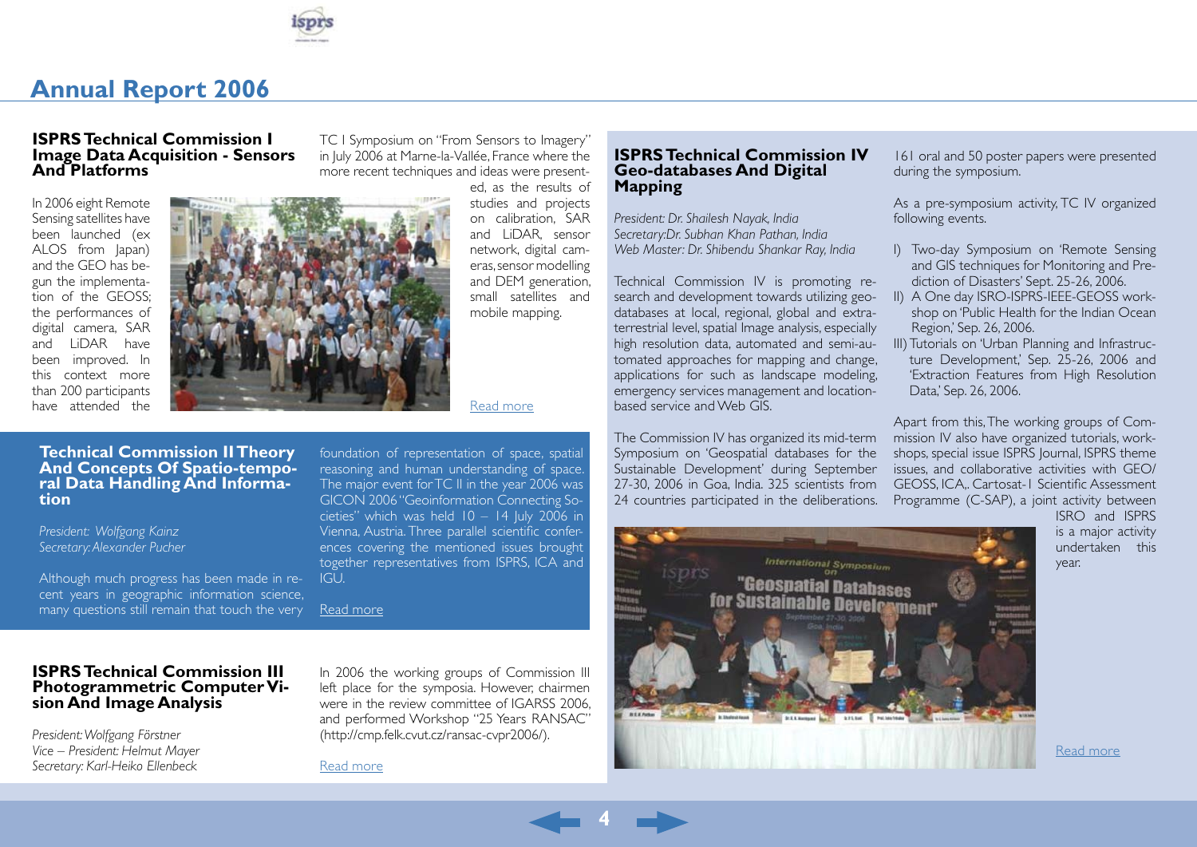# Annual Report 2006

## ISPRS Technical Commission I Image Data Acquisition - Sensors And Platforms

In 2006 eight Remote Sensing satellites have been launched (ex ALOS from Japan) and the GEO has begun the implementation of the GEOSS; the performances of digital camera, SAR and LiDAR have been improved. In this context more than 200 participants have attended the TC I Symposium on "From Sensors to Imagery" in July 2006 at Marne-la-Vallée, France where the more recent techniques and ideas were presented, as the results of studies and projects on calibration, SAR and LiDAR, sensor network, digital cameras, sensor modelling and DEM generation, small satellites and mobile mapping.

Read more

## Technical Commission II Theory And Concepts Of Spatio-temporal Data Handling And Information

*President: Wolfgang Kainz*
*Secretary: Alexander Pucher*

Although much progress has been made in recent years in geographic information science, many questions still remain that touch the very foundation of representation of space, spatial reasoning and human understanding of space. The major event for TC II in the year 2006 was GICON 2006 "Geoinformation Connecting Societies" which was held 10 – 14 July 2006 in Vienna, Austria. Three parallel scientific conferences covering the mentioned issues brought together representatives from ISPRS, ICA and IGU.

Read more

## ISPRS Technical Commission III Photogrammetric Computer Vision And Image Analysis

*President: Wolfgang Förstner*
*Vice – President: Helmut Mayer*
*Secretary: Karl-Heiko Ellenbeck*

In 2006 the working groups of Commission III left place for the symposia. However, chairmen were in the review committee of IGARSS 2006, and performed Workshop "25 Years RANSAC" (http://cmp.felk.cvut.cz/ransac-cvpr2006/).

Read more

## ISPRS Technical Commission IV Geo-databases And Digital Mapping

*President: Dr. Shailesh Nayak, India*
*Secretary:Dr. Subhan Khan Pathan, India*
*Web Master: Dr. Shibendu Shankar Ray, India*

Technical Commission IV is promoting research and development towards utilizing geo-databases at local, regional, global and extra-terrestrial level, spatial Image analysis, especially high resolution data, automated and semi-automated approaches for mapping and change, applications for such as landscape modeling, emergency services management and location-based service and Web GIS.

The Commission IV has organized its mid-term Symposium on 'Geospatial databases for the Sustainable Development' during September 27-30, 2006 in Goa, India. 325 scientists from 24 countries participated in the deliberations. 161 oral and 50 poster papers were presented during the symposium.

As a pre-symposium activity, TC IV organized following events.

I) Two-day Symposium on 'Remote Sensing and GIS techniques for Monitoring and Prediction of Disasters' Sept. 25-26, 2006.
II) A One day ISRO-ISPRS-IEEE-GEOSS workshop on 'Public Health for the Indian Ocean Region,' Sep. 26, 2006.
III) Tutorials on 'Urban Planning and Infrastructure Development,' Sep. 25-26, 2006 and 'Extraction Features from High Resolution Data,' Sep. 26, 2006.

Apart from this, The working groups of Commission IV also have organized tutorials, workshops, special issue ISPRS Journal, ISPRS theme issues, and collaborative activities with GEO/GEOSS, ICA,. Cartosat-1 Scientific Assessment Programme (C-SAP), a joint activity between ISRO and ISPRS is a major activity undertaken this year.

Read more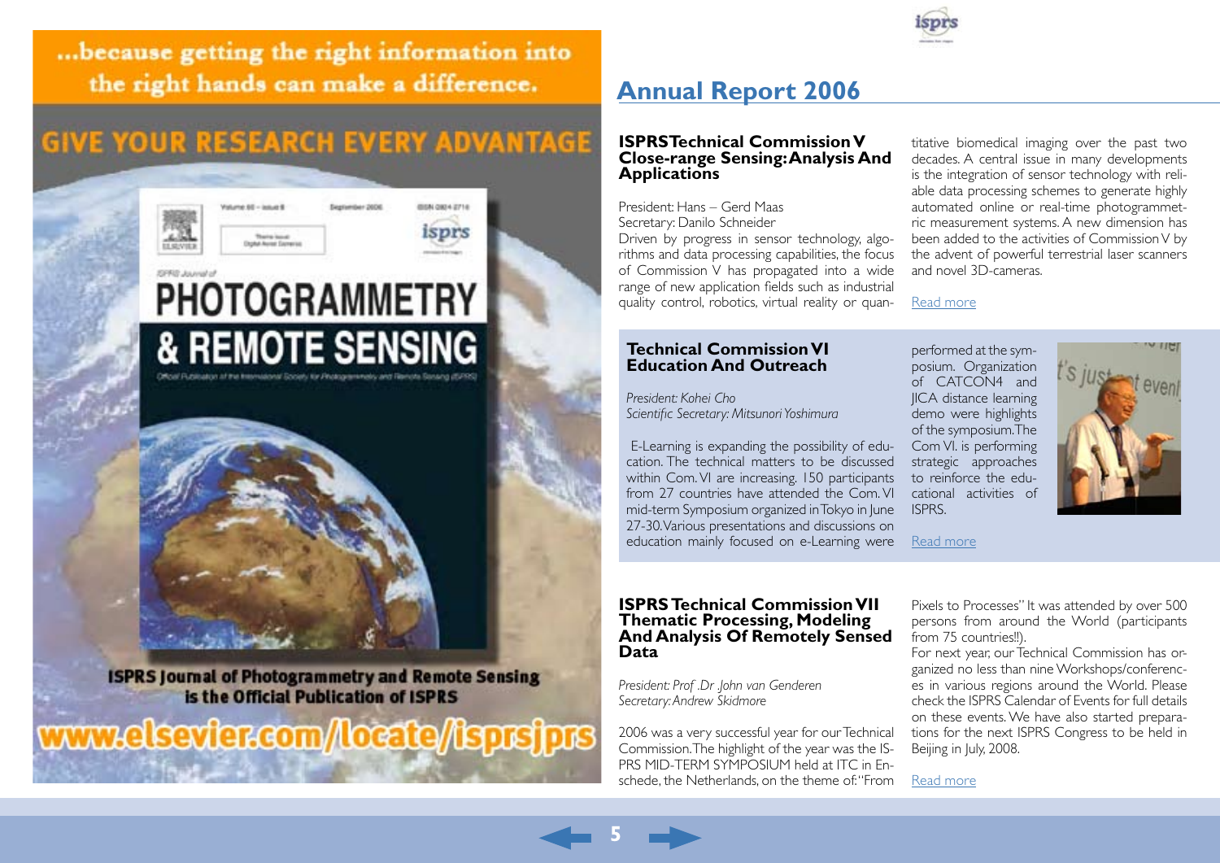...because getting the right information into the right hands can make a difference.

GIVE YOUR RESEARCH EVERY ADVANTAGE

ISPRS Journal of Photogrammetry and Remote Sensing is the Official Publication of ISPRS

www.elsevier.com/locate/isprsjprs

# Annual Report 2006

## ISPRS Technical Commission V Close-range Sensing: Analysis And Applications

President: Hans – Gerd Maas
Secretary: Danilo Schneider

Driven by progress in sensor technology, algorithms and data processing capabilities, the focus of Commission V has propagated into a wide range of new application fields such as industrial quality control, robotics, virtual reality or quantitative biomedical imaging over the past two decades. A central issue in many developments is the integration of sensor technology with reliable data processing schemes to generate highly automated online or real-time photogrammetric measurement systems. A new dimension has been added to the activities of Commission V by the advent of powerful terrestrial laser scanners and novel 3D-cameras.

Read more

## Technical Commission VI Education And Outreach

*President: Kohei Cho*
*Scientific Secretary: Mitsunori Yoshimura*

E-Learning is expanding the possibility of education. The technical matters to be discussed within Com. VI are increasing. 150 participants from 27 countries have attended the Com. VI mid-term Symposium organized in Tokyo in June 27-30. Various presentations and discussions on education mainly focused on e-Learning were performed at the symposium. Organization of CATCON4 and JICA distance learning demo were highlights of the symposium. The Com VI. is performing strategic approaches to reinforce the educational activities of ISPRS.

Read more

## ISPRS Technical Commission VII Thematic Processing, Modeling And Analysis Of Remotely Sensed Data

*President: Prof .Dr .John van Genderen*
*Secretary: Andrew Skidmore*

2006 was a very successful year for our Technical Commission. The highlight of the year was the ISPRS MID-TERM SYMPOSIUM held at ITC in Enschede, the Netherlands, on the theme of: "From Pixels to Processes" It was attended by over 500 persons from around the World (participants from 75 countries!!).

For next year, our Technical Commission has organized no less than nine Workshops/conferences in various regions around the World. Please check the ISPRS Calendar of Events for full details on these events. We have also started preparations for the next ISPRS Congress to be held in Beijing in July, 2008.

Read more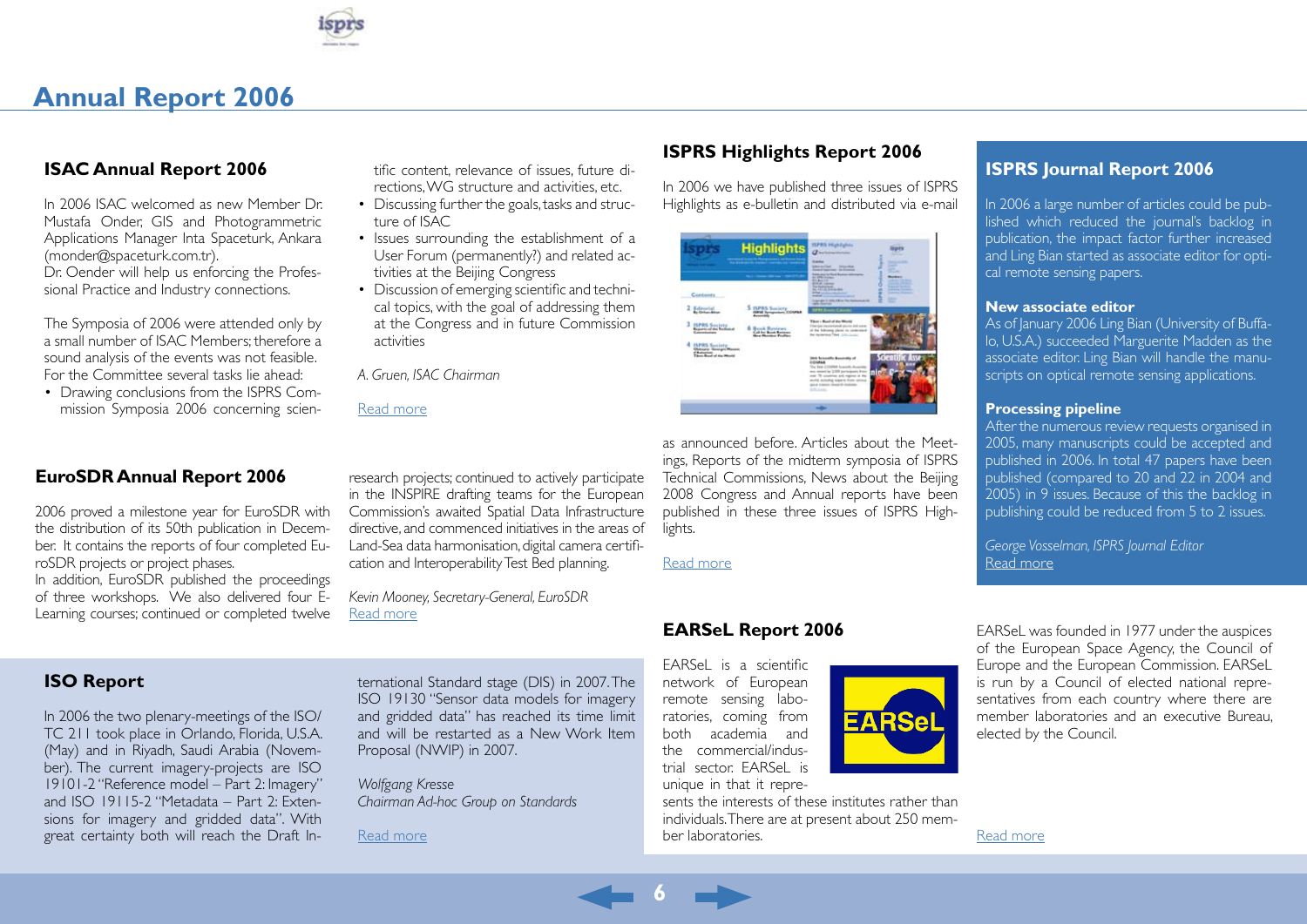# Annual Report 2006

## ISAC Annual Report 2006

In 2006 ISAC welcomed as new Member Dr. Mustafa Onder, GIS and Photogrammetric Applications Manager Inta Spaceturk, Ankara (monder@spaceturk.com.tr).
Dr. Oender will help us enforcing the Professional Practice and Industry connections.

The Symposia of 2006 were attended only by a small number of ISAC Members; therefore a sound analysis of the events was not feasible. For the Committee several tasks lie ahead:

- Drawing conclusions from the ISPRS Commission Symposia 2006 concerning scientific content, relevance of issues, future directions, WG structure and activities, etc.
- Discussing further the goals, tasks and structure of ISAC
- Issues surrounding the establishment of a User Forum (permanently?) and related activities at the Beijing Congress
- Discussion of emerging scientific and technical topics, with the goal of addressing them at the Congress and in future Commission activities

*A. Gruen, ISAC Chairman*

Read more

## EuroSDR Annual Report 2006

2006 proved a milestone year for EuroSDR with the distribution of its 50th publication in December. It contains the reports of four completed EuroSDR projects or project phases.
In addition, EuroSDR published the proceedings of three workshops. We also delivered four E-Learning courses; continued or completed twelve research projects; continued to actively participate in the INSPIRE drafting teams for the European Commission's awaited Spatial Data Infrastructure directive, and commenced initiatives in the areas of Land-Sea data harmonisation, digital camera certification and Interoperability Test Bed planning.

*Kevin Mooney, Secretary-General, EuroSDR*
Read more

## ISO Report

In 2006 the two plenary-meetings of the ISO/TC 211 took place in Orlando, Florida, U.S.A. (May) and in Riyadh, Saudi Arabia (November). The current imagery-projects are ISO 19101-2 "Reference model – Part 2: Imagery" and ISO 19115-2 "Metadata – Part 2: Extensions for imagery and gridded data". With great certainty both will reach the Draft International Standard stage (DIS) in 2007. The ISO 19130 "Sensor data models for imagery and gridded data" has reached its time limit and will be restarted as a New Work Item Proposal (NWIP) in 2007.

*Wolfgang Kresse*
*Chairman Ad-hoc Group on Standards*

Read more

## ISPRS Highlights Report 2006

In 2006 we have published three issues of ISPRS Highlights as e-bulletin and distributed via e-mail as announced before. Articles about the Meetings, Reports of the midterm symposia of ISPRS Technical Commissions, News about the Beijing 2008 Congress and Annual reports have been published in these three issues of ISPRS Highlights.

Read more

## EARSeL Report 2006

EARSeL is a scientific network of European remote sensing laboratories, coming from both academia and the commercial/industrial sector. EARSeL is unique in that it represents the interests of these institutes rather than individuals. There are at present about 250 member laboratories.

EARSeL was founded in 1977 under the auspices of the European Space Agency, the Council of Europe and the European Commission. EARSeL is run by a Council of elected national representatives from each country where there are member laboratories and an executive Bureau, elected by the Council.

Read more

## ISPRS Journal Report 2006

In 2006 a large number of articles could be published which reduced the journal's backlog in publication, the impact factor further increased and Ling Bian started as associate editor for optical remote sensing papers.

### New associate editor

As of January 2006 Ling Bian (University of Buffalo, U.S.A.) succeeded Marguerite Madden as the associate editor. Ling Bian will handle the manuscripts on optical remote sensing applications.

### Processing pipeline

After the numerous review requests organised in 2005, many manuscripts could be accepted and published in 2006. In total 47 papers have been published (compared to 20 and 22 in 2004 and 2005) in 9 issues. Because of this the backlog in publishing could be reduced from 5 to 2 issues.

*George Vosselman, ISPRS Journal Editor*
Read more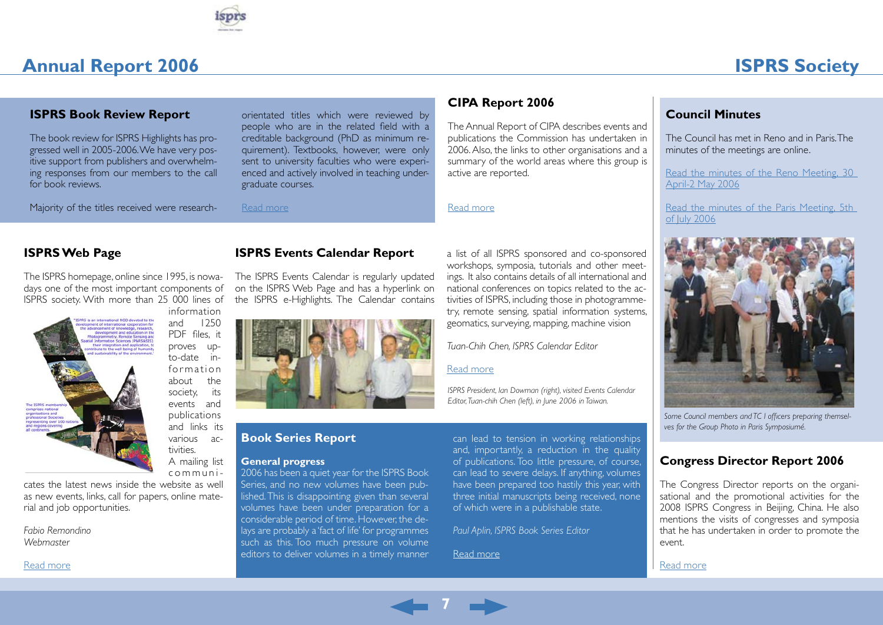## ISPRS Book Review Report

The book review for ISPRS Highlights has progressed well in 2005-2006. We have very positive support from publishers and overwhelming responses from our members to the call for book reviews.

Majority of the titles received were research-orientated titles which were reviewed by people who are in the related field with a creditable background (PhD as minimum requirement). Textbooks, however, were only sent to university faculties who were experienced and actively involved in teaching undergraduate courses.

Read more

## CIPA Report 2006

The Annual Report of CIPA describes events and publications the Commission has undertaken in 2006. Also, the links to other organisations and a summary of the world areas where this group is active are reported.

Read more

## Council Minutes

The Council has met in Reno and in Paris. The minutes of the meetings are online.

Read the minutes of the Reno Meeting, 30 April-2 May 2006

Read the minutes of the Paris Meeting, 5th of July 2006

*Some Council members and TC I officers preparing themselves for the Group Photo in Paris Symposiumé.*

## ISPRS Web Page

The ISPRS homepage, online since 1995, is nowadays one of the most important components of ISPRS society. With more than 25 000 lines of information and 1250 PDF files, it proves up-to-date information about the society, its events and publications and links its various activities.

A mailing list communicates the latest news inside the website as well as new events, links, call for papers, online material and job opportunities.

*Fabio Remondino*
*Webmaster*

Read more

## ISPRS Events Calendar Report

The ISPRS Events Calendar is regularly updated on the ISPRS Web Page and has a hyperlink on the ISPRS e-Highlights. The Calendar contains a list of all ISPRS sponsored and co-sponsored workshops, symposia, tutorials and other meetings. It also contains details of all international and national conferences on topics related to the activities of ISPRS, including those in photogrammetry, remote sensing, spatial information systems, geomatics, surveying, mapping, machine vision

*Tuan-Chih Chen, ISPRS Calendar Editor*

Read more

*ISPRS President, Ian Dowman (right), visited Events Calendar Editor, Tuan-chih Chen (left), in June 2006 in Taiwan.*

## Book Series Report

### General progress

2006 has been a quiet year for the ISPRS Book Series, and no new volumes have been published. This is disappointing given than several volumes have been under preparation for a considerable period of time. However, the delays are probably a 'fact of life' for programmes such as this. Too much pressure on volume editors to deliver volumes in a timely manner can lead to tension in working relationships and, importantly, a reduction in the quality of publications. Too little pressure, of course, can lead to severe delays. If anything, volumes have been prepared too hastily this year, with three initial manuscripts being received, none of which were in a publishable state.

*Paul Aplin, ISPRS Book Series Editor*

Read more

## Congress Director Report 2006

The Congress Director reports on the organisational and the promotional activities for the 2008 ISPRS Congress in Beijing, China. He also mentions the visits of congresses and symposia that he has undertaken in order to promote the event.

Read more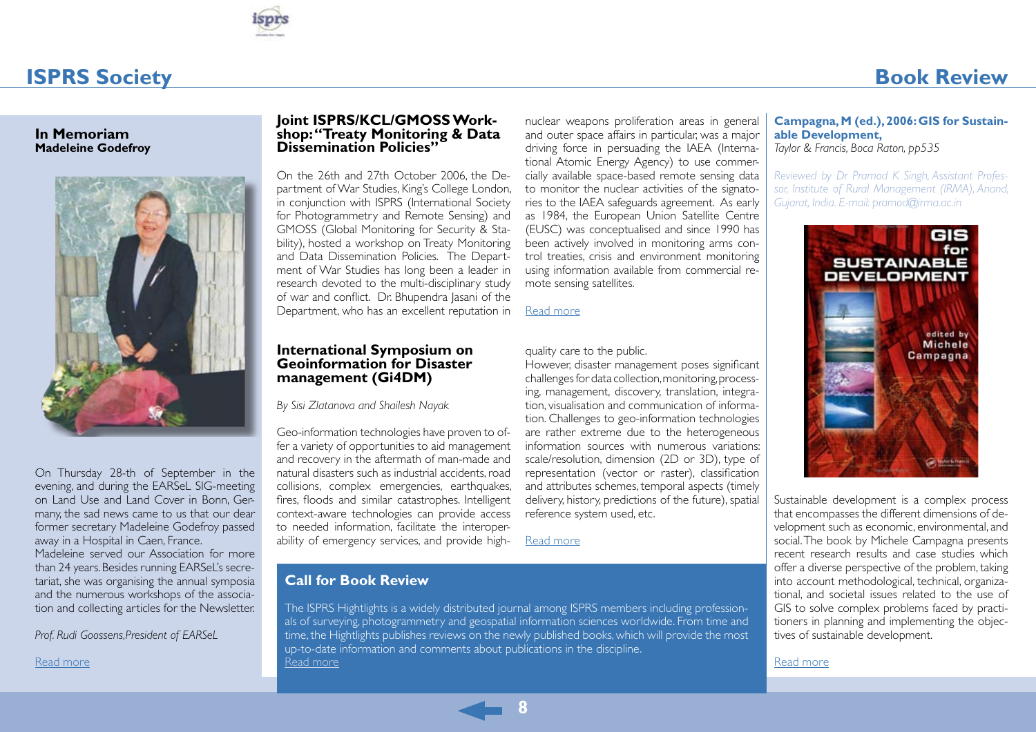## ISPRS Society

### In Memoriam
**Madeleine Godefroy**

On Thursday 28-th of September in the evening, and during the EARSeL SIG-meeting on Land Use and Land Cover in Bonn, Germany, the sad news came to us that our dear former secretary Madeleine Godefroy passed away in a Hospital in Caen, France.
Madeleine served our Association for more than 24 years. Besides running EARSeL's secretariat, she was organising the annual symposia and the numerous workshops of the association and collecting articles for the Newsletter.

*Prof. Rudi Goossens, President of EARSeL*

Read more

### Joint ISPRS/KCL/GMOSS Workshop: "Treaty Monitoring & Data Dissemination Policies"

On the 26th and 27th October 2006, the Department of War Studies, King's College London, in conjunction with ISPRS (International Society for Photogrammetry and Remote Sensing) and GMOSS (Global Monitoring for Security & Stability), hosted a workshop on Treaty Monitoring and Data Dissemination Policies. The Department of War Studies has long been a leader in research devoted to the multi-disciplinary study of war and conflict. Dr. Bhupendra Jasani of the Department, who has an excellent reputation in nuclear weapons proliferation areas in general and outer space affairs in particular, was a major driving force in persuading the IAEA (International Atomic Energy Agency) to use commercially available space-based remote sensing data to monitor the nuclear activities of the signatories to the IAEA safeguards agreement. As early as 1984, the European Union Satellite Centre (EUSC) was conceptualised and since 1990 has been actively involved in monitoring arms control treaties, crisis and environment monitoring using information available from commercial remote sensing satellites.

Read more

### International Symposium on Geoinformation for Disaster management (Gi4DM)

*By Sisi Zlatanova and Shailesh Nayak*

Geo-information technologies have proven to offer a variety of opportunities to aid management and recovery in the aftermath of man-made and natural disasters such as industrial accidents, road collisions, complex emergencies, earthquakes, fires, floods and similar catastrophes. Intelligent context-aware technologies can provide access to needed information, facilitate the interoperability of emergency services, and provide high-quality care to the public.
However, disaster management poses significant challenges for data collection, monitoring, processing, management, discovery, translation, integration, visualisation and communication of information. Challenges to geo-information technologies are rather extreme due to the heterogeneous information sources with numerous variations: scale/resolution, dimension (2D or 3D), type of representation (vector or raster), classification and attributes schemes, temporal aspects (timely delivery, history, predictions of the future), spatial reference system used, etc.

Read more

### Call for Book Review

The ISPRS Hightlights is a widely distributed journal among ISPRS members including professionals of surveying, photogrammetry and geospatial information sciences worldwide. From time and time, the Hightlights publishes reviews on the newly published books, which will provide the most up-to-date information and comments about publications in the discipline.
Read more

## Book Review

### Campagna, M (ed.), 2006: GIS for Sustainable Development,
*Taylor & Francis, Boca Raton, pp535*

*Reviewed by Dr Pramod K Singh, Assistant Professor, Institute of Rural Management (IRMA), Anand, Gujarat, India. E-mail: pramod@irma.ac.in*

Sustainable development is a complex process that encompasses the different dimensions of development such as economic, environmental, and social. The book by Michele Campagna presents recent research results and case studies which offer a diverse perspective of the problem, taking into account methodological, technical, organizational, and societal issues related to the use of GIS to solve complex problems faced by practitioners in planning and implementing the objectives of sustainable development.

Read more